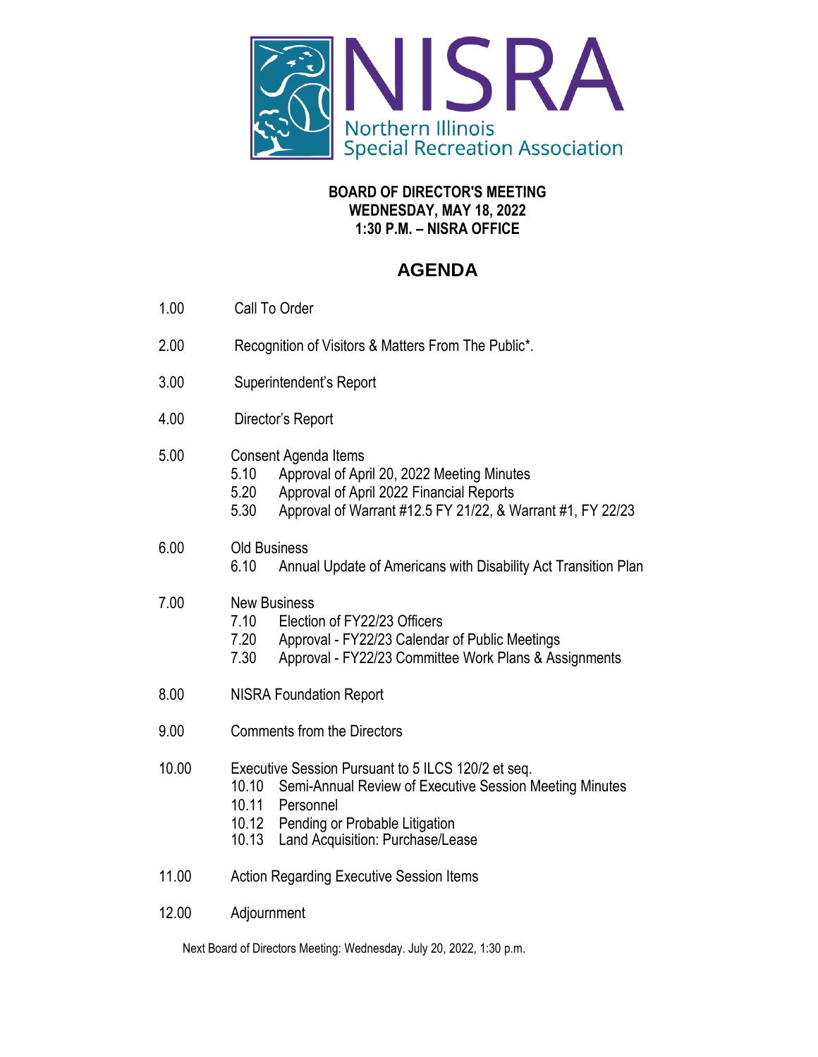# NISRA

Northern Illinois Special Recreation Association

**BOARD OF DIRECTOR'S MEETING**
**WEDNESDAY, MAY 18, 2022**
**1:30 P.M. – NISRA OFFICE**

## AGENDA

1.00 Call To Order

2.00 Recognition of Visitors & Matters From The Public*.

3.00 Superintendent's Report

4.00 Director's Report

5.00 Consent Agenda Items
- 5.10 Approval of April 20, 2022 Meeting Minutes
- 5.20 Approval of April 2022 Financial Reports
- 5.30 Approval of Warrant #12.5 FY 21/22, & Warrant #1, FY 22/23

6.00 Old Business
- 6.10 Annual Update of Americans with Disability Act Transition Plan

7.00 New Business
- 7.10 Election of FY22/23 Officers
- 7.20 Approval - FY22/23 Calendar of Public Meetings
- 7.30 Approval - FY22/23 Committee Work Plans & Assignments

8.00 NISRA Foundation Report

9.00 Comments from the Directors

10.00 Executive Session Pursuant to 5 ILCS 120/2 et seq.
- 10.10 Semi-Annual Review of Executive Session Meeting Minutes
- 10.11 Personnel
- 10.12 Pending or Probable Litigation
- 10.13 Land Acquisition: Purchase/Lease

11.00 Action Regarding Executive Session Items

12.00 Adjournment

Next Board of Directors Meeting: Wednesday. July 20, 2022, 1:30 p.m.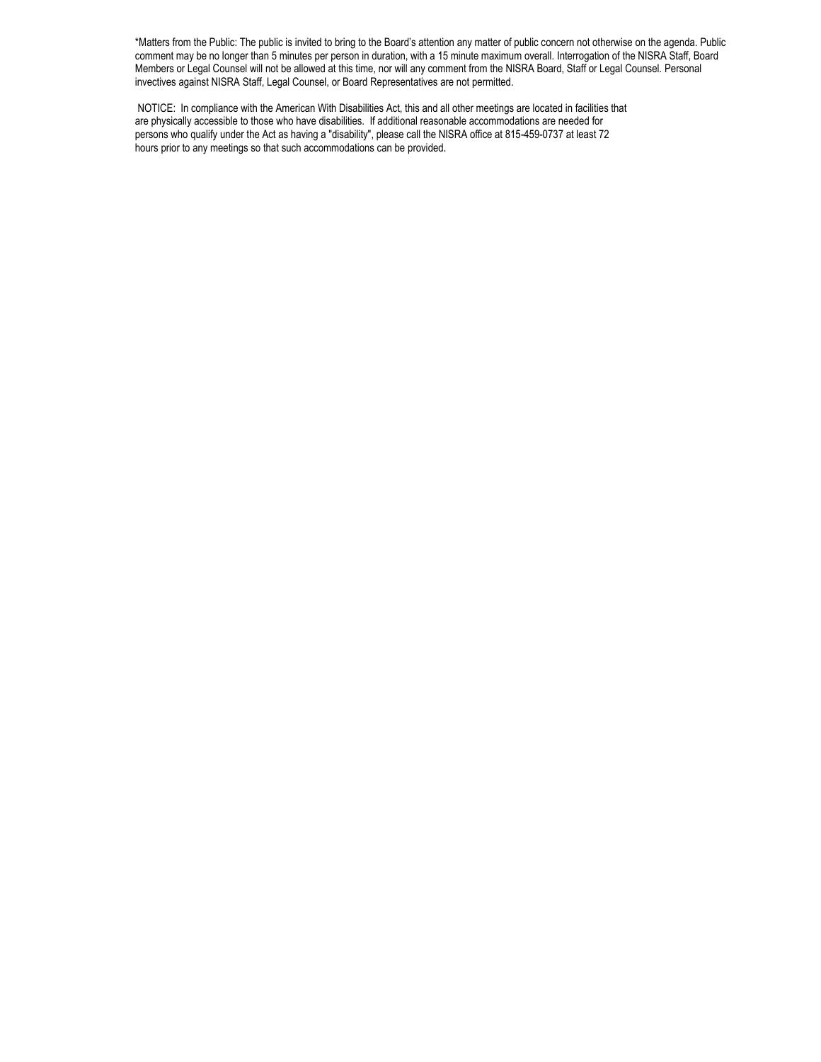*Matters from the Public: The public is invited to bring to the Board's attention any matter of public concern not otherwise on the agenda. Public comment may be no longer than 5 minutes per person in duration, with a 15 minute maximum overall. Interrogation of the NISRA Staff, Board Members or Legal Counsel will not be allowed at this time, nor will any comment from the NISRA Board, Staff or Legal Counsel. Personal invectives against NISRA Staff, Legal Counsel, or Board Representatives are not permitted.

NOTICE: In compliance with the American With Disabilities Act, this and all other meetings are located in facilities that are physically accessible to those who have disabilities. If additional reasonable accommodations are needed for persons who qualify under the Act as having a "disability", please call the NISRA office at 815-459-0737 at least 72 hours prior to any meetings so that such accommodations can be provided.